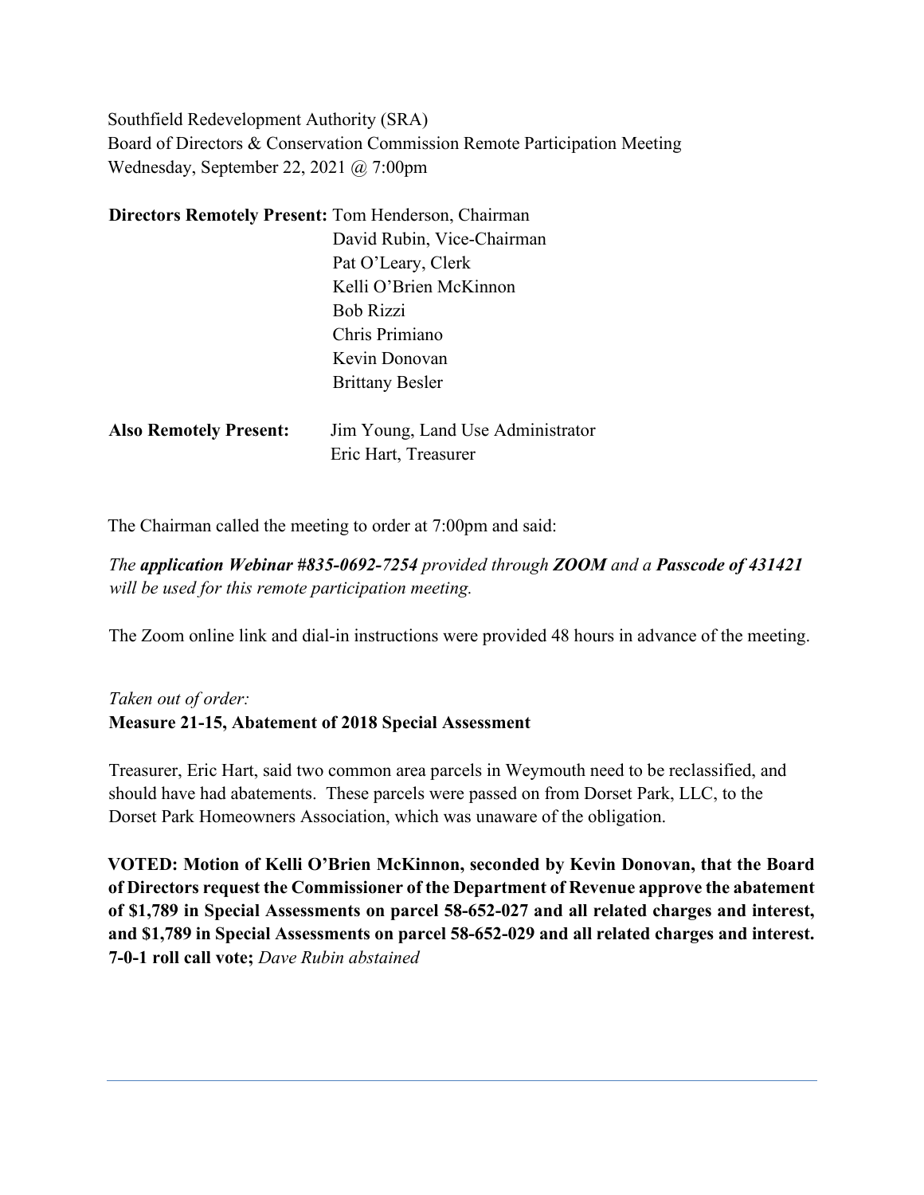Southfield Redevelopment Authority (SRA)
Board of Directors & Conservation Commission Remote Participation Meeting
Wednesday, September 22, 2021 @ 7:00pm

**Directors Remotely Present:** Tom Henderson, Chairman
David Rubin, Vice-Chairman
Pat O'Leary, Clerk
Kelli O'Brien McKinnon
Bob Rizzi
Chris Primiano
Kevin Donovan
Brittany Besler

**Also Remotely Present:** Jim Young, Land Use Administrator
Eric Hart, Treasurer

The Chairman called the meeting to order at 7:00pm and said:

*The **application Webinar #835-0692-7254** provided through **ZOOM** and a **Passcode of 431421** will be used for this remote participation meeting.*

The Zoom online link and dial-in instructions were provided 48 hours in advance of the meeting.

*Taken out of order:*
**Measure 21-15, Abatement of 2018 Special Assessment**

Treasurer, Eric Hart, said two common area parcels in Weymouth need to be reclassified, and should have had abatements. These parcels were passed on from Dorset Park, LLC, to the Dorset Park Homeowners Association, which was unaware of the obligation.

**VOTED: Motion of Kelli O'Brien McKinnon, seconded by Kevin Donovan, that the Board of Directors request the Commissioner of the Department of Revenue approve the abatement of $1,789 in Special Assessments on parcel 58-652-027 and all related charges and interest, and $1,789 in Special Assessments on parcel 58-652-029 and all related charges and interest. 7-0-1 roll call vote;** *Dave Rubin abstained*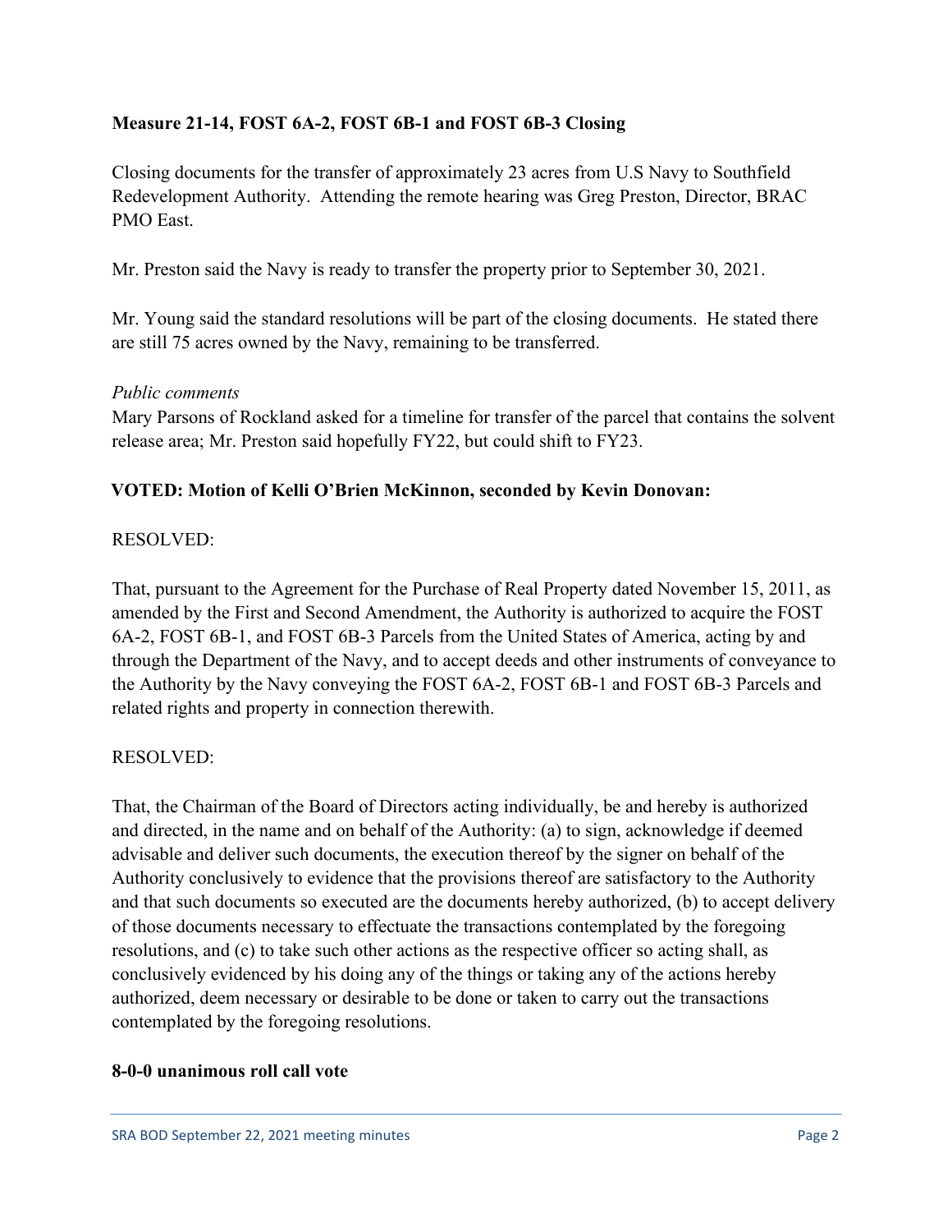**Measure 21-14, FOST 6A-2, FOST 6B-1 and FOST 6B-3 Closing**

Closing documents for the transfer of approximately 23 acres from U.S Navy to Southfield Redevelopment Authority. Attending the remote hearing was Greg Preston, Director, BRAC PMO East.

Mr. Preston said the Navy is ready to transfer the property prior to September 30, 2021.

Mr. Young said the standard resolutions will be part of the closing documents. He stated there are still 75 acres owned by the Navy, remaining to be transferred.

*Public comments*
Mary Parsons of Rockland asked for a timeline for transfer of the parcel that contains the solvent release area; Mr. Preston said hopefully FY22, but could shift to FY23.

**VOTED: Motion of Kelli O'Brien McKinnon, seconded by Kevin Donovan:**

RESOLVED:

That, pursuant to the Agreement for the Purchase of Real Property dated November 15, 2011, as amended by the First and Second Amendment, the Authority is authorized to acquire the FOST 6A-2, FOST 6B-1, and FOST 6B-3 Parcels from the United States of America, acting by and through the Department of the Navy, and to accept deeds and other instruments of conveyance to the Authority by the Navy conveying the FOST 6A-2, FOST 6B-1 and FOST 6B-3 Parcels and related rights and property in connection therewith.

RESOLVED:

That, the Chairman of the Board of Directors acting individually, be and hereby is authorized and directed, in the name and on behalf of the Authority: (a) to sign, acknowledge if deemed advisable and deliver such documents, the execution thereof by the signer on behalf of the Authority conclusively to evidence that the provisions thereof are satisfactory to the Authority and that such documents so executed are the documents hereby authorized, (b) to accept delivery of those documents necessary to effectuate the transactions contemplated by the foregoing resolutions, and (c) to take such other actions as the respective officer so acting shall, as conclusively evidenced by his doing any of the things or taking any of the actions hereby authorized, deem necessary or desirable to be done or taken to carry out the transactions contemplated by the foregoing resolutions.

**8-0-0 unanimous roll call vote**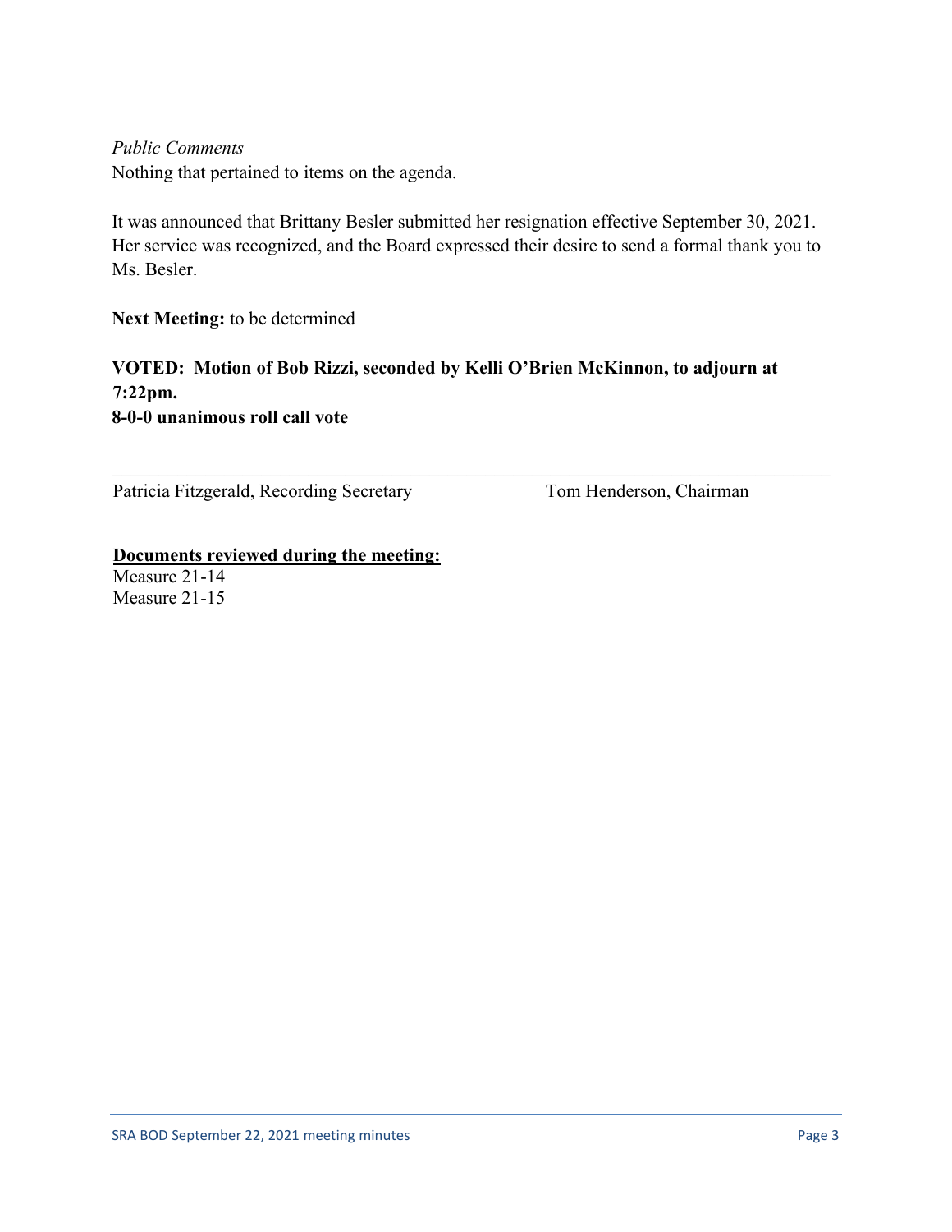*Public Comments*

Nothing that pertained to items on the agenda.

It was announced that Brittany Besler submitted her resignation effective September 30, 2021. Her service was recognized, and the Board expressed their desire to send a formal thank you to Ms. Besler.

**Next Meeting:** to be determined

**VOTED: Motion of Bob Rizzi, seconded by Kelli O'Brien McKinnon, to adjourn at 7:22pm.**
**8-0-0 unanimous roll call vote**

Patricia Fitzgerald, Recording Secretary        Tom Henderson, Chairman

**<u>Documents reviewed during the meeting:</u>**

Measure 21-14
Measure 21-15